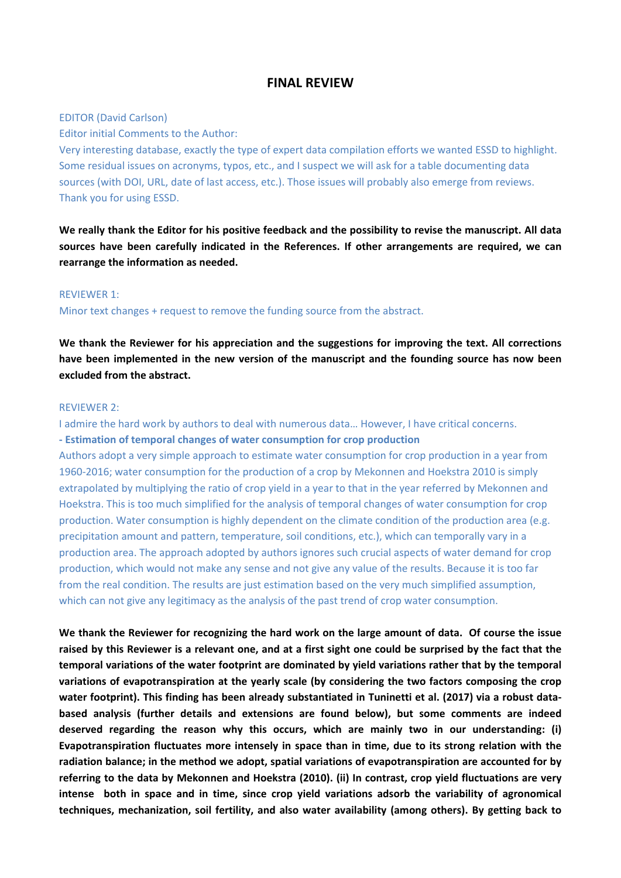# FINAL REVIEW

EDITOR (David Carlson)

Editor initial Comments to the Author:

Very interesting database, exactly the type of expert data compilation efforts we wanted ESSD to highlight. Some residual issues on acronyms, typos, etc., and I suspect we will ask for a table documenting data sources (with DOI, URL, date of last access, etc.). Those issues will probably also emerge from reviews. Thank you for using ESSD.

**We really thank the Editor for his positive feedback and the possibility to revise the manuscript. All data sources have been carefully indicated in the References. If other arrangements are required, we can rearrange the information as needed.**

REVIEWER 1:

Minor text changes + request to remove the funding source from the abstract.

**We thank the Reviewer for his appreciation and the suggestions for improving the text. All corrections have been implemented in the new version of the manuscript and the founding source has now been excluded from the abstract.**

REVIEWER 2:

I admire the hard work by authors to deal with numerous data… However, I have critical concerns.

**- Estimation of temporal changes of water consumption for crop production**

Authors adopt a very simple approach to estimate water consumption for crop production in a year from 1960-2016; water consumption for the production of a crop by Mekonnen and Hoekstra 2010 is simply extrapolated by multiplying the ratio of crop yield in a year to that in the year referred by Mekonnen and Hoekstra. This is too much simplified for the analysis of temporal changes of water consumption for crop production. Water consumption is highly dependent on the climate condition of the production area (e.g. precipitation amount and pattern, temperature, soil conditions, etc.), which can temporally vary in a production area. The approach adopted by authors ignores such crucial aspects of water demand for crop production, which would not make any sense and not give any value of the results. Because it is too far from the real condition. The results are just estimation based on the very much simplified assumption, which can not give any legitimacy as the analysis of the past trend of crop water consumption.

**We thank the Reviewer for recognizing the hard work on the large amount of data. Of course the issue raised by this Reviewer is a relevant one, and at a first sight one could be surprised by the fact that the temporal variations of the water footprint are dominated by yield variations rather that by the temporal variations of evapotranspiration at the yearly scale (by considering the two factors composing the crop water footprint). This finding has been already substantiated in Tuninetti et al. (2017) via a robust data-based analysis (further details and extensions are found below), but some comments are indeed deserved regarding the reason why this occurs, which are mainly two in our understanding: (i) Evapotranspiration fluctuates more intensely in space than in time, due to its strong relation with the radiation balance; in the method we adopt, spatial variations of evapotranspiration are accounted for by referring to the data by Mekonnen and Hoekstra (2010). (ii) In contrast, crop yield fluctuations are very intense both in space and in time, since crop yield variations adsorb the variability of agronomical techniques, mechanization, soil fertility, and also water availability (among others). By getting back to**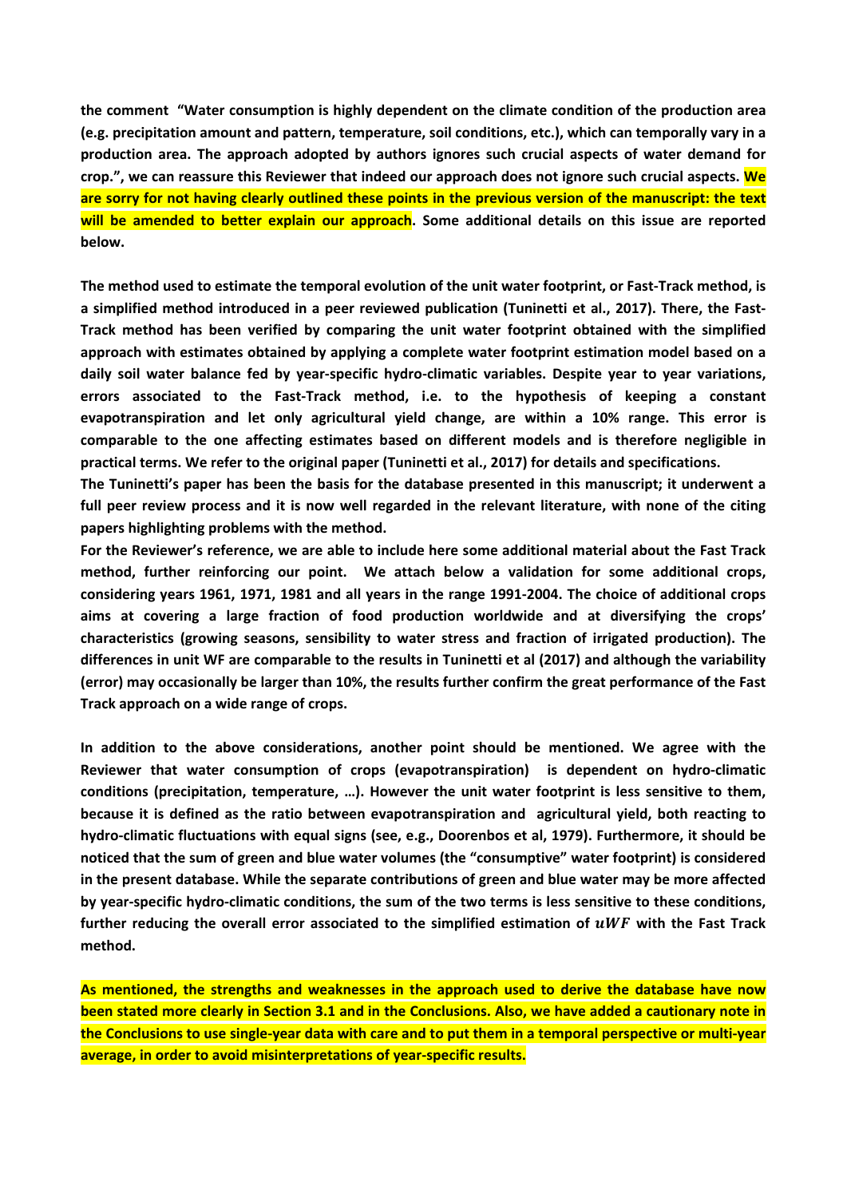**the comment "Water consumption is highly dependent on the climate condition of the production area (e.g. precipitation amount and pattern, temperature, soil conditions, etc.), which can temporally vary in a production area. The approach adopted by authors ignores such crucial aspects of water demand for crop.", we can reassure this Reviewer that indeed our approach does not ignore such crucial aspects. We are sorry for not having clearly outlined these points in the previous version of the manuscript: the text will be amended to better explain our approach. Some additional details on this issue are reported below.**

**The method used to estimate the temporal evolution of the unit water footprint, or Fast-Track method, is a simplified method introduced in a peer reviewed publication (Tuninetti et al., 2017). There, the Fast-Track method has been verified by comparing the unit water footprint obtained with the simplified approach with estimates obtained by applying a complete water footprint estimation model based on a daily soil water balance fed by year-specific hydro-climatic variables. Despite year to year variations, errors associated to the Fast-Track method, i.e. to the hypothesis of keeping a constant evapotranspiration and let only agricultural yield change, are within a 10% range. This error is comparable to the one affecting estimates based on different models and is therefore negligible in practical terms. We refer to the original paper (Tuninetti et al., 2017) for details and specifications.**

**The Tuninetti's paper has been the basis for the database presented in this manuscript; it underwent a full peer review process and it is now well regarded in the relevant literature, with none of the citing papers highlighting problems with the method.**

**For the Reviewer's reference, we are able to include here some additional material about the Fast Track method, further reinforcing our point. We attach below a validation for some additional crops, considering years 1961, 1971, 1981 and all years in the range 1991-2004. The choice of additional crops aims at covering a large fraction of food production worldwide and at diversifying the crops' characteristics (growing seasons, sensibility to water stress and fraction of irrigated production). The differences in unit WF are comparable to the results in Tuninetti et al (2017) and although the variability (error) may occasionally be larger than 10%, the results further confirm the great performance of the Fast Track approach on a wide range of crops.**

**In addition to the above considerations, another point should be mentioned. We agree with the Reviewer that water consumption of crops (evapotranspiration) is dependent on hydro-climatic conditions (precipitation, temperature, …). However the unit water footprint is less sensitive to them, because it is defined as the ratio between evapotranspiration and agricultural yield, both reacting to hydro-climatic fluctuations with equal signs (see, e.g., Doorenbos et al, 1979). Furthermore, it should be noticed that the sum of green and blue water volumes (the "consumptive" water footprint) is considered in the present database. While the separate contributions of green and blue water may be more affected by year-specific hydro-climatic conditions, the sum of the two terms is less sensitive to these conditions, further reducing the overall error associated to the simplified estimation of $uWF$ with the Fast Track method.**

**As mentioned, the strengths and weaknesses in the approach used to derive the database have now been stated more clearly in Section 3.1 and in the Conclusions. Also, we have added a cautionary note in the Conclusions to use single-year data with care and to put them in a temporal perspective or multi-year average, in order to avoid misinterpretations of year-specific results.**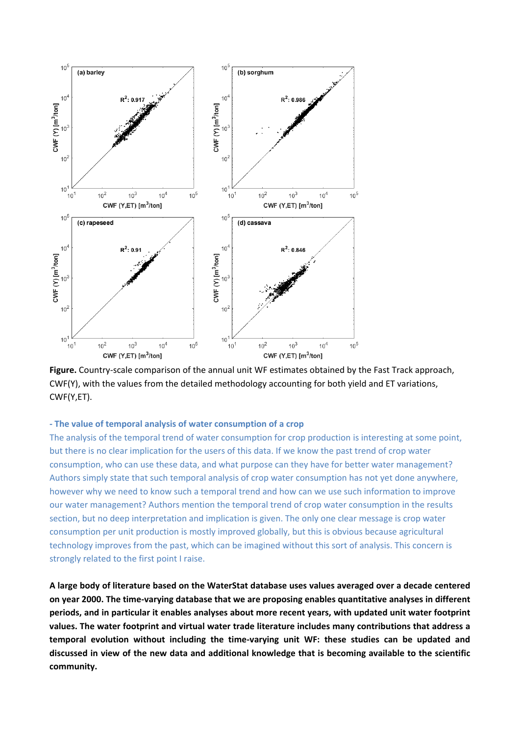**Figure.** Country-scale comparison of the annual unit WF estimates obtained by the Fast Track approach, CWF(Y), with the values from the detailed methodology accounting for both yield and ET variations, CWF(Y,ET).

**- The value of temporal analysis of water consumption of a crop**

The analysis of the temporal trend of water consumption for crop production is interesting at some point, but there is no clear implication for the users of this data. If we know the past trend of crop water consumption, who can use these data, and what purpose can they have for better water management? Authors simply state that such temporal analysis of crop water consumption has not yet done anywhere, however why we need to know such a temporal trend and how can we use such information to improve our water management? Authors mention the temporal trend of crop water consumption in the results section, but no deep interpretation and implication is given. The only one clear message is crop water consumption per unit production is mostly improved globally, but this is obvious because agricultural technology improves from the past, which can be imagined without this sort of analysis. This concern is strongly related to the first point I raise.

**A large body of literature based on the WaterStat database uses values averaged over a decade centered on year 2000. The time-varying database that we are proposing enables quantitative analyses in different periods, and in particular it enables analyses about more recent years, with updated unit water footprint values. The water footprint and virtual water trade literature includes many contributions that address a temporal evolution without including the time-varying unit WF: these studies can be updated and discussed in view of the new data and additional knowledge that is becoming available to the scientific community.**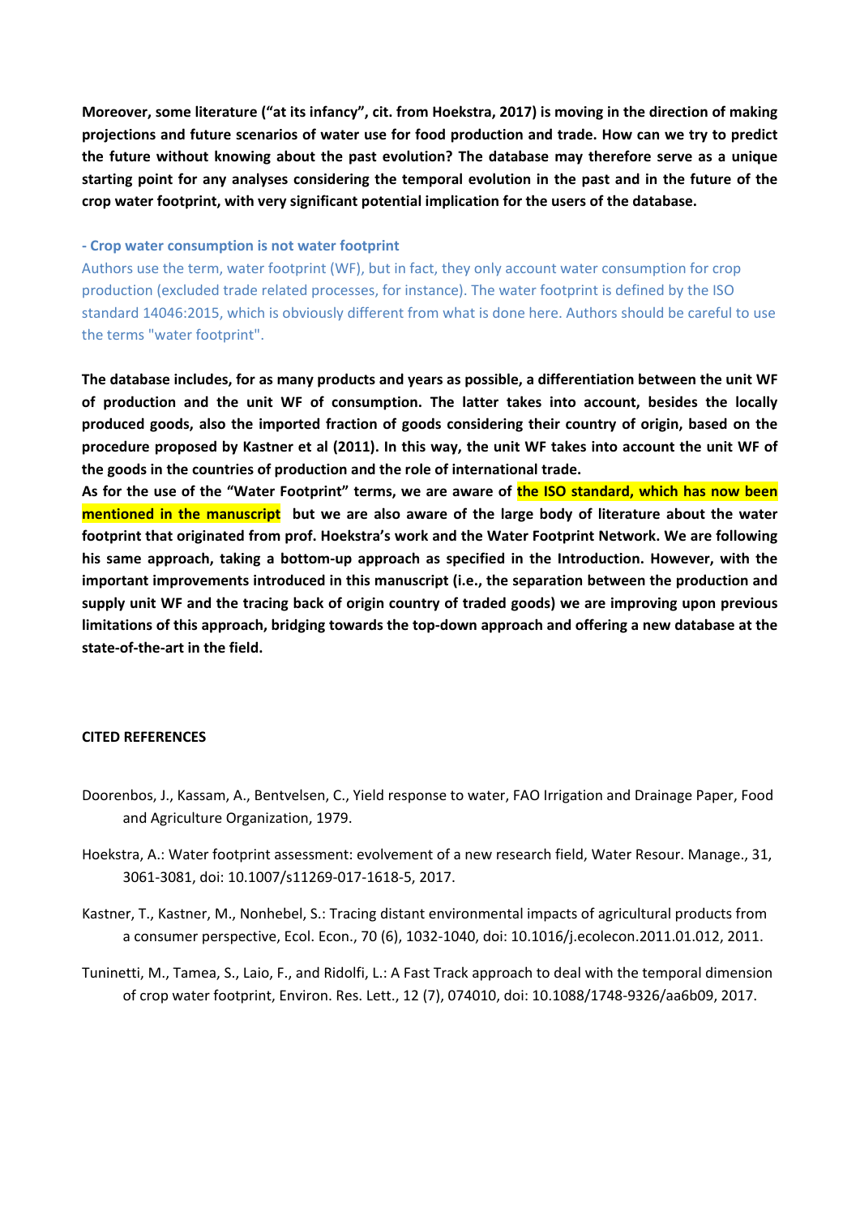**Moreover, some literature ("at its infancy", cit. from Hoekstra, 2017) is moving in the direction of making projections and future scenarios of water use for food production and trade. How can we try to predict the future without knowing about the past evolution? The database may therefore serve as a unique starting point for any analyses considering the temporal evolution in the past and in the future of the crop water footprint, with very significant potential implication for the users of the database.**

**- Crop water consumption is not water footprint**

Authors use the term, water footprint (WF), but in fact, they only account water consumption for crop production (excluded trade related processes, for instance). The water footprint is defined by the ISO standard 14046:2015, which is obviously different from what is done here. Authors should be careful to use the terms "water footprint".

**The database includes, for as many products and years as possible, a differentiation between the unit WF of production and the unit WF of consumption. The latter takes into account, besides the locally produced goods, also the imported fraction of goods considering their country of origin, based on the procedure proposed by Kastner et al (2011). In this way, the unit WF takes into account the unit WF of the goods in the countries of production and the role of international trade.**

**As for the use of the "Water Footprint" terms, we are aware of the ISO standard, which has now been mentioned in the manuscript but we are also aware of the large body of literature about the water footprint that originated from prof. Hoekstra's work and the Water Footprint Network. We are following his same approach, taking a bottom-up approach as specified in the Introduction. However, with the important improvements introduced in this manuscript (i.e., the separation between the production and supply unit WF and the tracing back of origin country of traded goods) we are improving upon previous limitations of this approach, bridging towards the top-down approach and offering a new database at the state-of-the-art in the field.**

**CITED REFERENCES**

Doorenbos, J., Kassam, A., Bentvelsen, C., Yield response to water, FAO Irrigation and Drainage Paper, Food and Agriculture Organization, 1979.

Hoekstra, A.: Water footprint assessment: evolvement of a new research field, Water Resour. Manage., 31, 3061-3081, doi: 10.1007/s11269-017-1618-5, 2017.

Kastner, T., Kastner, M., Nonhebel, S.: Tracing distant environmental impacts of agricultural products from a consumer perspective, Ecol. Econ., 70 (6), 1032-1040, doi: 10.1016/j.ecolecon.2011.01.012, 2011.

Tuninetti, M., Tamea, S., Laio, F., and Ridolfi, L.: A Fast Track approach to deal with the temporal dimension of crop water footprint, Environ. Res. Lett., 12 (7), 074010, doi: 10.1088/1748-9326/aa6b09, 2017.